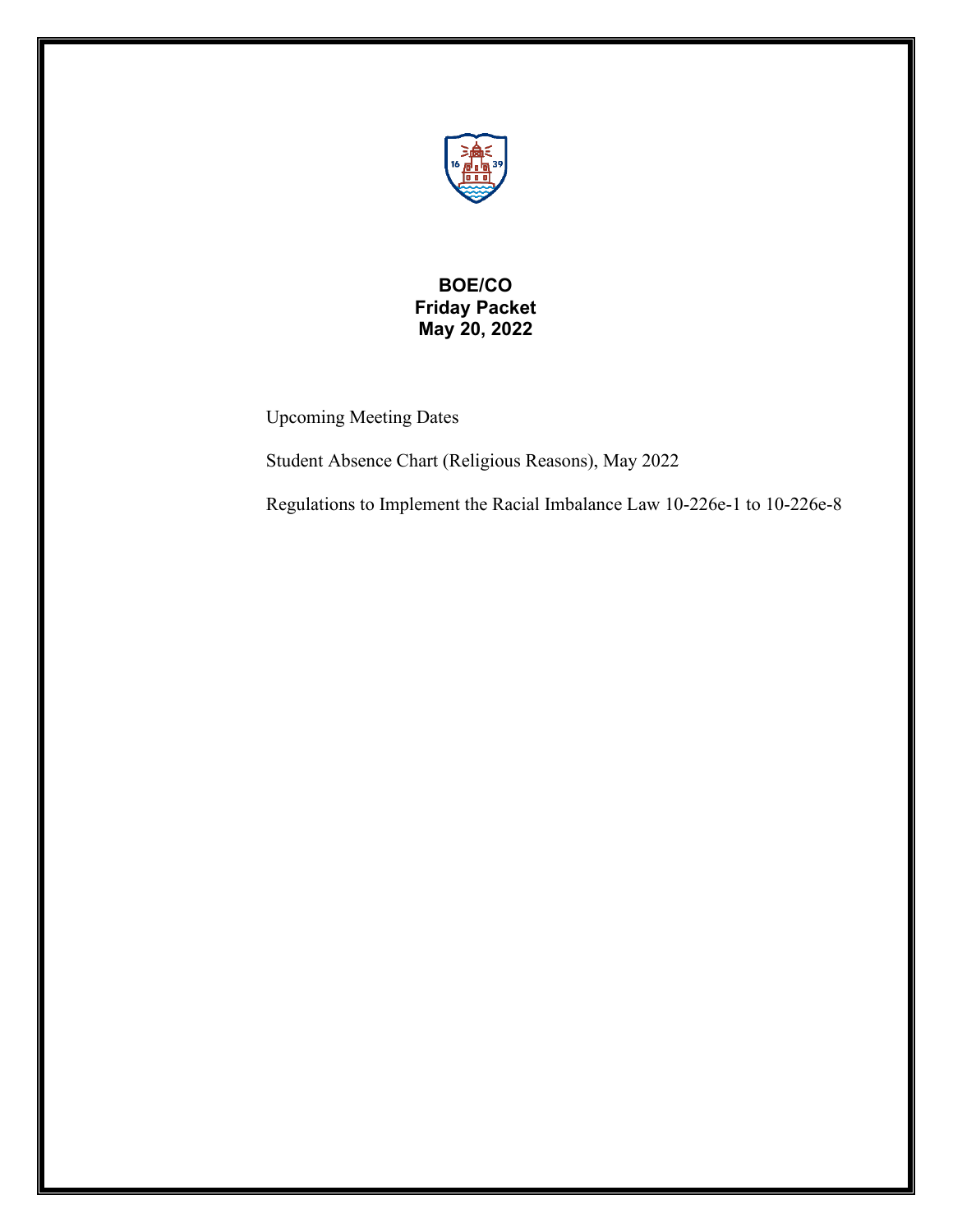**BOE/CO**
**Friday Packet**
**May 20, 2022**

Upcoming Meeting Dates

Student Absence Chart (Religious Reasons), May 2022

Regulations to Implement the Racial Imbalance Law 10-226e-1 to 10-226e-8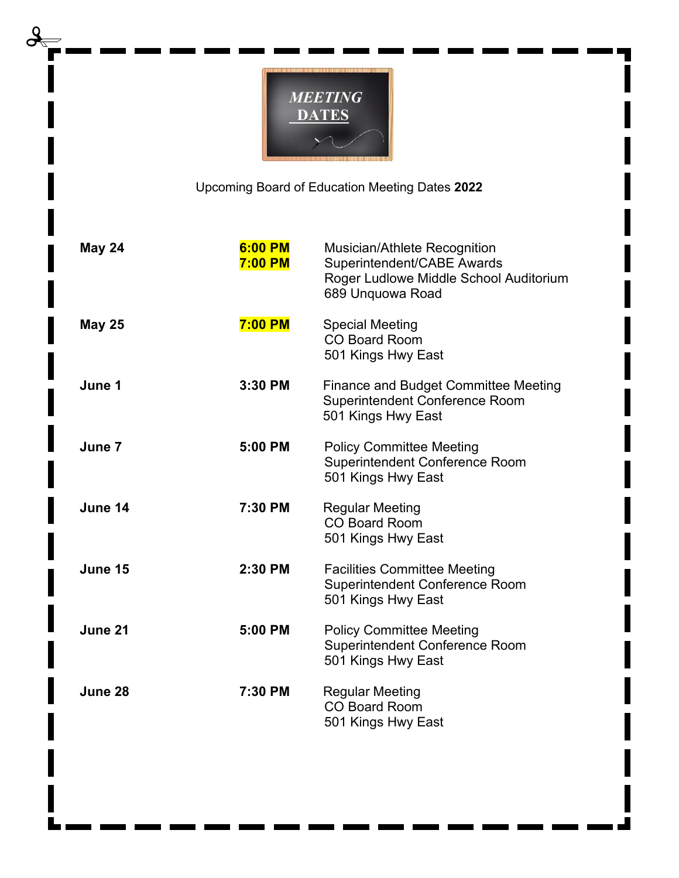# *MEETING* DATES

Upcoming Board of Education Meeting Dates **2022**

| | | |
|---|---|---|
| **May 24** | **6:00 PM**<br>**7:00 PM** | Musician/Athlete Recognition<br>Superintendent/CABE Awards<br>Roger Ludlowe Middle School Auditorium<br>689 Unquowa Road |
| **May 25** | **7:00 PM** | Special Meeting<br>CO Board Room<br>501 Kings Hwy East |
| **June 1** | **3:30 PM** | Finance and Budget Committee Meeting<br>Superintendent Conference Room<br>501 Kings Hwy East |
| **June 7** | **5:00 PM** | Policy Committee Meeting<br>Superintendent Conference Room<br>501 Kings Hwy East |
| **June 14** | **7:30 PM** | Regular Meeting<br>CO Board Room<br>501 Kings Hwy East |
| **June 15** | **2:30 PM** | Facilities Committee Meeting<br>Superintendent Conference Room<br>501 Kings Hwy East |
| **June 21** | **5:00 PM** | Policy Committee Meeting<br>Superintendent Conference Room<br>501 Kings Hwy East |
| **June 28** | **7:30 PM** | Regular Meeting<br>CO Board Room<br>501 Kings Hwy East |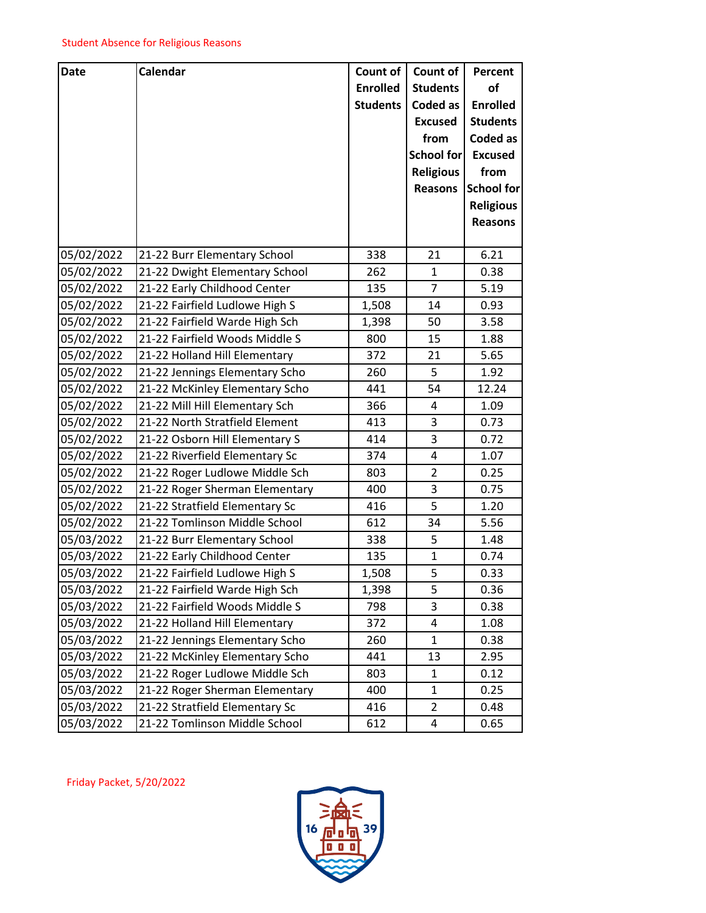Student Absence for Religious Reasons

| Date | Calendar | Count of Enrolled Students | Count of Students Coded as Excused from School for Religious Reasons | Percent of Enrolled Students Coded as Excused from School for Religious Reasons |
|---|---|---|---|---|
| 05/02/2022 | 21-22 Burr Elementary School | 338 | 21 | 6.21 |
| 05/02/2022 | 21-22 Dwight Elementary School | 262 | 1 | 0.38 |
| 05/02/2022 | 21-22 Early Childhood Center | 135 | 7 | 5.19 |
| 05/02/2022 | 21-22 Fairfield Ludlowe High S | 1,508 | 14 | 0.93 |
| 05/02/2022 | 21-22 Fairfield Warde High Sch | 1,398 | 50 | 3.58 |
| 05/02/2022 | 21-22 Fairfield Woods Middle S | 800 | 15 | 1.88 |
| 05/02/2022 | 21-22 Holland Hill Elementary | 372 | 21 | 5.65 |
| 05/02/2022 | 21-22 Jennings Elementary Scho | 260 | 5 | 1.92 |
| 05/02/2022 | 21-22 McKinley Elementary Scho | 441 | 54 | 12.24 |
| 05/02/2022 | 21-22 Mill Hill Elementary Sch | 366 | 4 | 1.09 |
| 05/02/2022 | 21-22 North Stratfield Element | 413 | 3 | 0.73 |
| 05/02/2022 | 21-22 Osborn Hill Elementary S | 414 | 3 | 0.72 |
| 05/02/2022 | 21-22 Riverfield Elementary Sc | 374 | 4 | 1.07 |
| 05/02/2022 | 21-22 Roger Ludlowe Middle Sch | 803 | 2 | 0.25 |
| 05/02/2022 | 21-22 Roger Sherman Elementary | 400 | 3 | 0.75 |
| 05/02/2022 | 21-22 Stratfield Elementary Sc | 416 | 5 | 1.20 |
| 05/02/2022 | 21-22 Tomlinson Middle School | 612 | 34 | 5.56 |
| 05/03/2022 | 21-22 Burr Elementary School | 338 | 5 | 1.48 |
| 05/03/2022 | 21-22 Early Childhood Center | 135 | 1 | 0.74 |
| 05/03/2022 | 21-22 Fairfield Ludlowe High S | 1,508 | 5 | 0.33 |
| 05/03/2022 | 21-22 Fairfield Warde High Sch | 1,398 | 5 | 0.36 |
| 05/03/2022 | 21-22 Fairfield Woods Middle S | 798 | 3 | 0.38 |
| 05/03/2022 | 21-22 Holland Hill Elementary | 372 | 4 | 1.08 |
| 05/03/2022 | 21-22 Jennings Elementary Scho | 260 | 1 | 0.38 |
| 05/03/2022 | 21-22 McKinley Elementary Scho | 441 | 13 | 2.95 |
| 05/03/2022 | 21-22 Roger Ludlowe Middle Sch | 803 | 1 | 0.12 |
| 05/03/2022 | 21-22 Roger Sherman Elementary | 400 | 1 | 0.25 |
| 05/03/2022 | 21-22 Stratfield Elementary Sc | 416 | 2 | 0.48 |
| 05/03/2022 | 21-22 Tomlinson Middle School | 612 | 4 | 0.65 |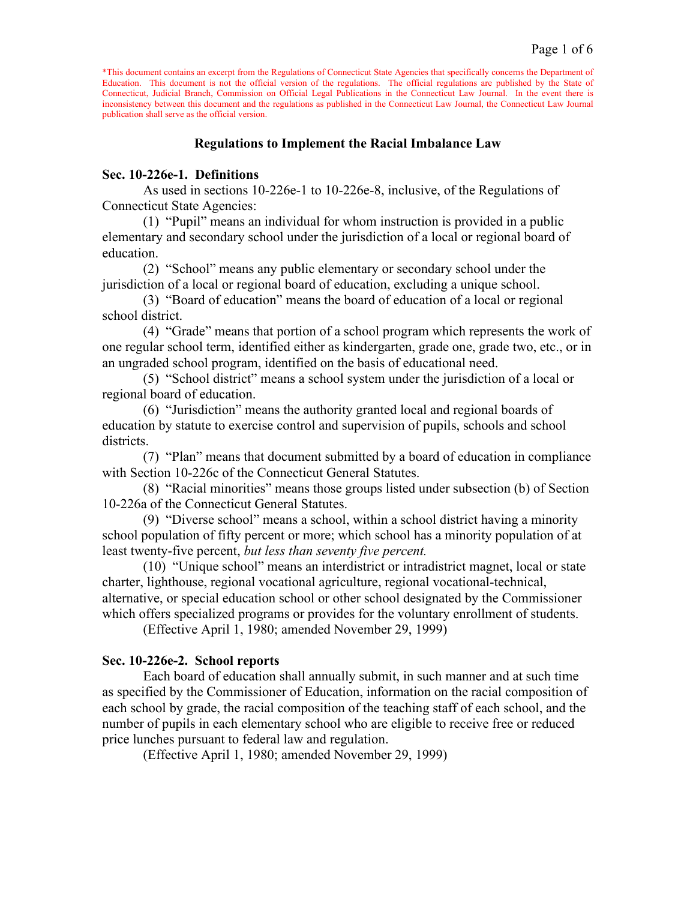*This document contains an excerpt from the Regulations of Connecticut State Agencies that specifically concerns the Department of Education. This document is not the official version of the regulations. The official regulations are published by the State of Connecticut, Judicial Branch, Commission on Official Legal Publications in the Connecticut Law Journal. In the event there is inconsistency between this document and the regulations as published in the Connecticut Law Journal, the Connecticut Law Journal publication shall serve as the official version.

## Regulations to Implement the Racial Imbalance Law

### Sec. 10-226e-1. Definitions

As used in sections 10-226e-1 to 10-226e-8, inclusive, of the Regulations of Connecticut State Agencies:

(1) "Pupil" means an individual for whom instruction is provided in a public elementary and secondary school under the jurisdiction of a local or regional board of education.

(2) "School" means any public elementary or secondary school under the jurisdiction of a local or regional board of education, excluding a unique school.

(3) "Board of education" means the board of education of a local or regional school district.

(4) "Grade" means that portion of a school program which represents the work of one regular school term, identified either as kindergarten, grade one, grade two, etc., or in an ungraded school program, identified on the basis of educational need.

(5) "School district" means a school system under the jurisdiction of a local or regional board of education.

(6) "Jurisdiction" means the authority granted local and regional boards of education by statute to exercise control and supervision of pupils, schools and school districts.

(7) "Plan" means that document submitted by a board of education in compliance with Section 10-226c of the Connecticut General Statutes.

(8) "Racial minorities" means those groups listed under subsection (b) of Section 10-226a of the Connecticut General Statutes.

(9) "Diverse school" means a school, within a school district having a minority school population of fifty percent or more; which school has a minority population of at least twenty-five percent, *but less than seventy five percent.*

(10) "Unique school" means an interdistrict or intradistrict magnet, local or state charter, lighthouse, regional vocational agriculture, regional vocational-technical, alternative, or special education school or other school designated by the Commissioner which offers specialized programs or provides for the voluntary enrollment of students.

(Effective April 1, 1980; amended November 29, 1999)

### Sec. 10-226e-2. School reports

Each board of education shall annually submit, in such manner and at such time as specified by the Commissioner of Education, information on the racial composition of each school by grade, the racial composition of the teaching staff of each school, and the number of pupils in each elementary school who are eligible to receive free or reduced price lunches pursuant to federal law and regulation.

(Effective April 1, 1980; amended November 29, 1999)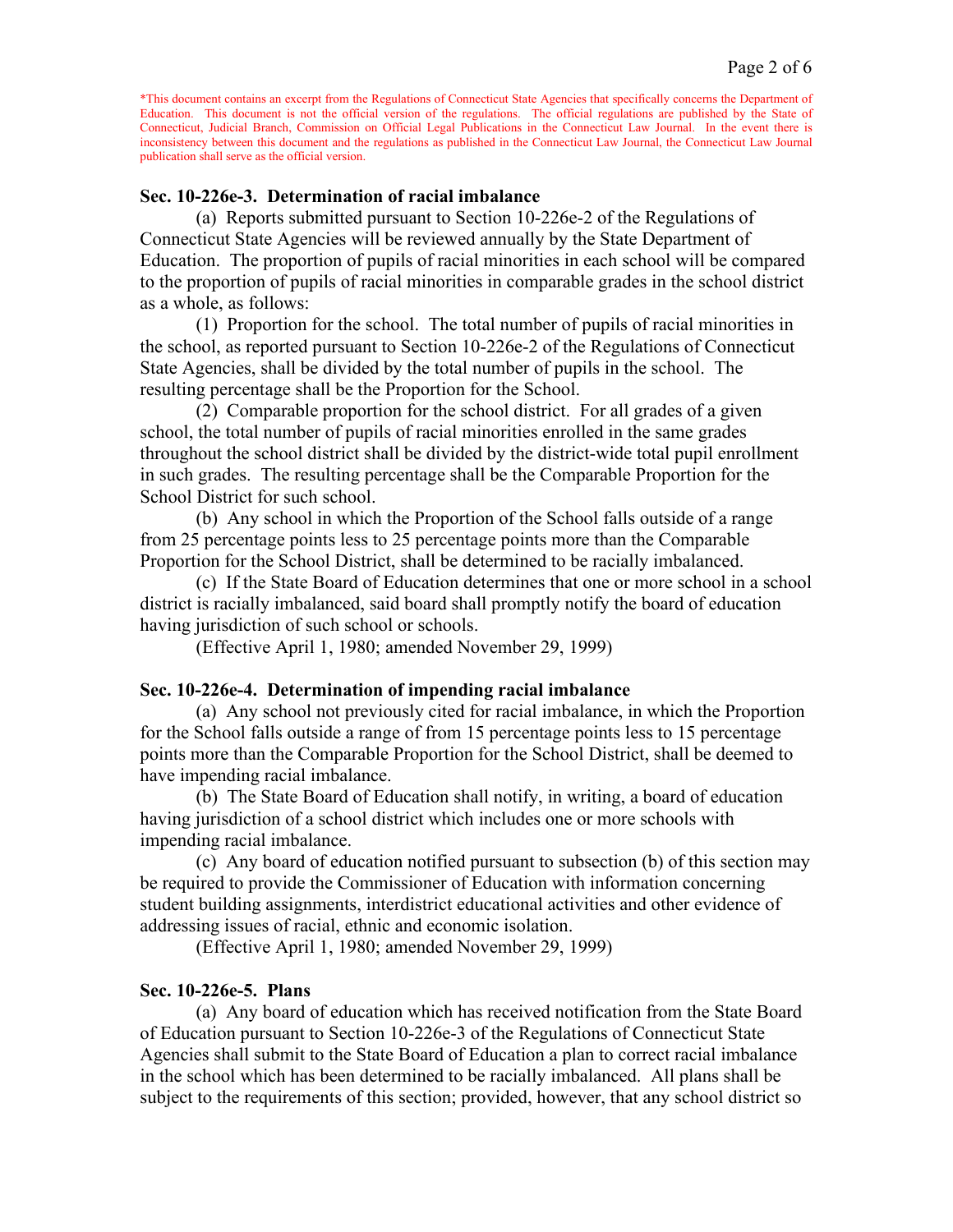*This document contains an excerpt from the Regulations of Connecticut State Agencies that specifically concerns the Department of Education. This document is not the official version of the regulations. The official regulations are published by the State of Connecticut, Judicial Branch, Commission on Official Legal Publications in the Connecticut Law Journal. In the event there is inconsistency between this document and the regulations as published in the Connecticut Law Journal, the Connecticut Law Journal publication shall serve as the official version.

**Sec. 10-226e-3. Determination of racial imbalance**

(a) Reports submitted pursuant to Section 10-226e-2 of the Regulations of Connecticut State Agencies will be reviewed annually by the State Department of Education. The proportion of pupils of racial minorities in each school will be compared to the proportion of pupils of racial minorities in comparable grades in the school district as a whole, as follows:

(1) Proportion for the school. The total number of pupils of racial minorities in the school, as reported pursuant to Section 10-226e-2 of the Regulations of Connecticut State Agencies, shall be divided by the total number of pupils in the school. The resulting percentage shall be the Proportion for the School.

(2) Comparable proportion for the school district. For all grades of a given school, the total number of pupils of racial minorities enrolled in the same grades throughout the school district shall be divided by the district-wide total pupil enrollment in such grades. The resulting percentage shall be the Comparable Proportion for the School District for such school.

(b) Any school in which the Proportion of the School falls outside of a range from 25 percentage points less to 25 percentage points more than the Comparable Proportion for the School District, shall be determined to be racially imbalanced.

(c) If the State Board of Education determines that one or more school in a school district is racially imbalanced, said board shall promptly notify the board of education having jurisdiction of such school or schools.

(Effective April 1, 1980; amended November 29, 1999)

**Sec. 10-226e-4. Determination of impending racial imbalance**

(a) Any school not previously cited for racial imbalance, in which the Proportion for the School falls outside a range of from 15 percentage points less to 15 percentage points more than the Comparable Proportion for the School District, shall be deemed to have impending racial imbalance.

(b) The State Board of Education shall notify, in writing, a board of education having jurisdiction of a school district which includes one or more schools with impending racial imbalance.

(c) Any board of education notified pursuant to subsection (b) of this section may be required to provide the Commissioner of Education with information concerning student building assignments, interdistrict educational activities and other evidence of addressing issues of racial, ethnic and economic isolation.

(Effective April 1, 1980; amended November 29, 1999)

**Sec. 10-226e-5. Plans**

(a) Any board of education which has received notification from the State Board of Education pursuant to Section 10-226e-3 of the Regulations of Connecticut State Agencies shall submit to the State Board of Education a plan to correct racial imbalance in the school which has been determined to be racially imbalanced. All plans shall be subject to the requirements of this section; provided, however, that any school district so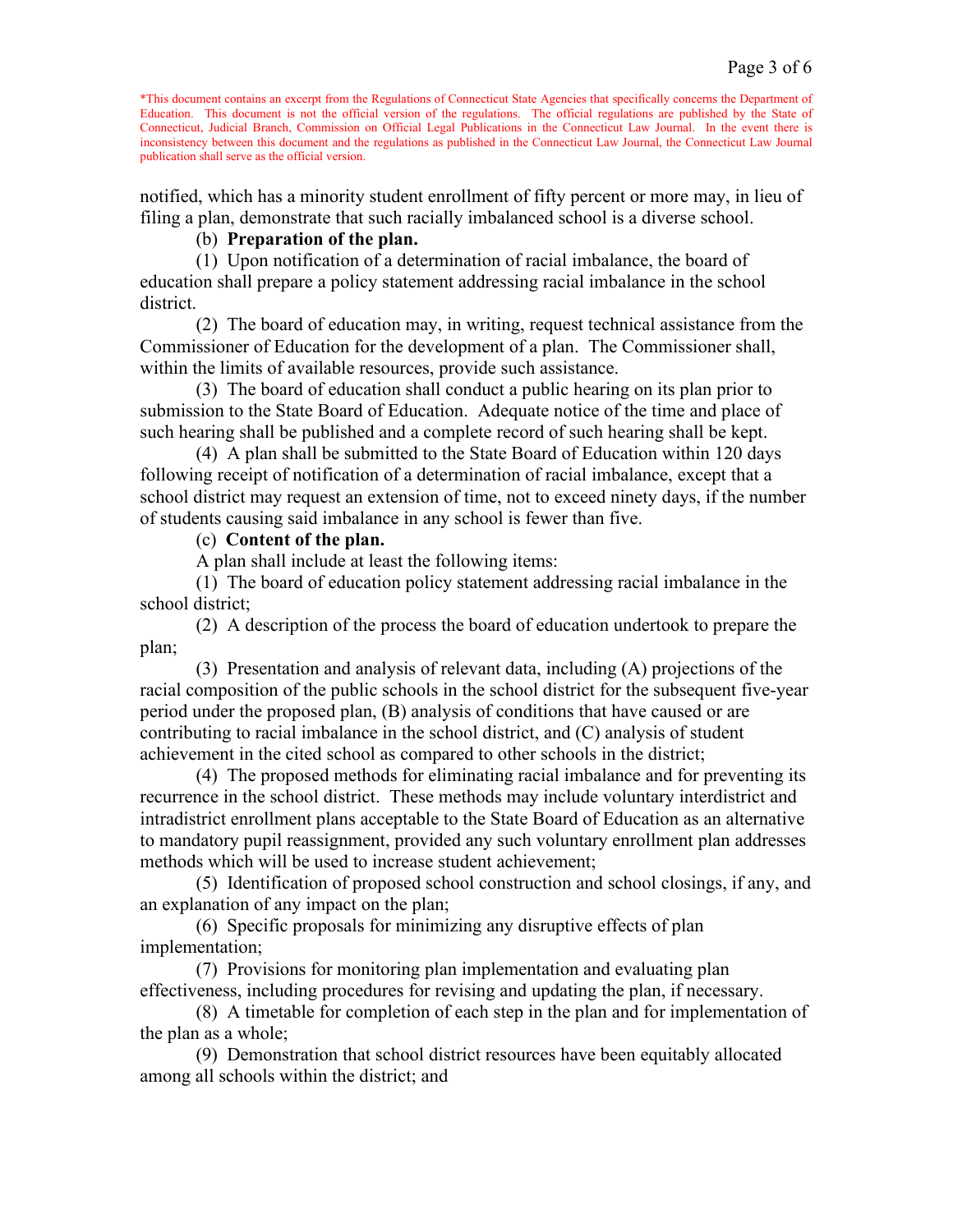*This document contains an excerpt from the Regulations of Connecticut State Agencies that specifically concerns the Department of Education. This document is not the official version of the regulations. The official regulations are published by the State of Connecticut, Judicial Branch, Commission on Official Legal Publications in the Connecticut Law Journal. In the event there is inconsistency between this document and the regulations as published in the Connecticut Law Journal, the Connecticut Law Journal publication shall serve as the official version.

notified, which has a minority student enrollment of fifty percent or more may, in lieu of filing a plan, demonstrate that such racially imbalanced school is a diverse school.

(b) **Preparation of the plan.**

(1) Upon notification of a determination of racial imbalance, the board of education shall prepare a policy statement addressing racial imbalance in the school district.

(2) The board of education may, in writing, request technical assistance from the Commissioner of Education for the development of a plan. The Commissioner shall, within the limits of available resources, provide such assistance.

(3) The board of education shall conduct a public hearing on its plan prior to submission to the State Board of Education. Adequate notice of the time and place of such hearing shall be published and a complete record of such hearing shall be kept.

(4) A plan shall be submitted to the State Board of Education within 120 days following receipt of notification of a determination of racial imbalance, except that a school district may request an extension of time, not to exceed ninety days, if the number of students causing said imbalance in any school is fewer than five.

(c) **Content of the plan.**

A plan shall include at least the following items:

(1) The board of education policy statement addressing racial imbalance in the school district;

(2) A description of the process the board of education undertook to prepare the plan;

(3) Presentation and analysis of relevant data, including (A) projections of the racial composition of the public schools in the school district for the subsequent five-year period under the proposed plan, (B) analysis of conditions that have caused or are contributing to racial imbalance in the school district, and (C) analysis of student achievement in the cited school as compared to other schools in the district;

(4) The proposed methods for eliminating racial imbalance and for preventing its recurrence in the school district. These methods may include voluntary interdistrict and intradistrict enrollment plans acceptable to the State Board of Education as an alternative to mandatory pupil reassignment, provided any such voluntary enrollment plan addresses methods which will be used to increase student achievement;

(5) Identification of proposed school construction and school closings, if any, and an explanation of any impact on the plan;

(6) Specific proposals for minimizing any disruptive effects of plan implementation;

(7) Provisions for monitoring plan implementation and evaluating plan effectiveness, including procedures for revising and updating the plan, if necessary.

(8) A timetable for completion of each step in the plan and for implementation of the plan as a whole;

(9) Demonstration that school district resources have been equitably allocated among all schools within the district; and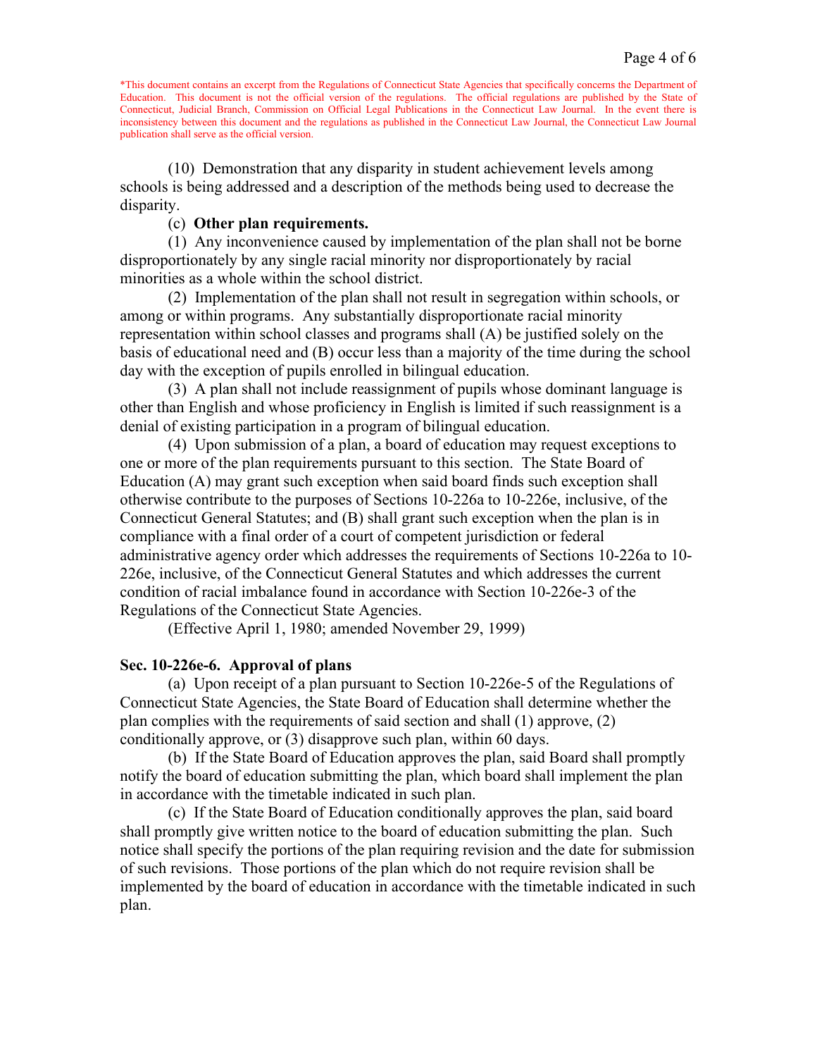*This document contains an excerpt from the Regulations of Connecticut State Agencies that specifically concerns the Department of Education. This document is not the official version of the regulations. The official regulations are published by the State of Connecticut, Judicial Branch, Commission on Official Legal Publications in the Connecticut Law Journal. In the event there is inconsistency between this document and the regulations as published in the Connecticut Law Journal, the Connecticut Law Journal publication shall serve as the official version.

(10) Demonstration that any disparity in student achievement levels among schools is being addressed and a description of the methods being used to decrease the disparity.

(c) **Other plan requirements.**

(1) Any inconvenience caused by implementation of the plan shall not be borne disproportionately by any single racial minority nor disproportionately by racial minorities as a whole within the school district.

(2) Implementation of the plan shall not result in segregation within schools, or among or within programs. Any substantially disproportionate racial minority representation within school classes and programs shall (A) be justified solely on the basis of educational need and (B) occur less than a majority of the time during the school day with the exception of pupils enrolled in bilingual education.

(3) A plan shall not include reassignment of pupils whose dominant language is other than English and whose proficiency in English is limited if such reassignment is a denial of existing participation in a program of bilingual education.

(4) Upon submission of a plan, a board of education may request exceptions to one or more of the plan requirements pursuant to this section. The State Board of Education (A) may grant such exception when said board finds such exception shall otherwise contribute to the purposes of Sections 10-226a to 10-226e, inclusive, of the Connecticut General Statutes; and (B) shall grant such exception when the plan is in compliance with a final order of a court of competent jurisdiction or federal administrative agency order which addresses the requirements of Sections 10-226a to 10-226e, inclusive, of the Connecticut General Statutes and which addresses the current condition of racial imbalance found in accordance with Section 10-226e-3 of the Regulations of the Connecticut State Agencies.

(Effective April 1, 1980; amended November 29, 1999)

**Sec. 10-226e-6. Approval of plans**

(a) Upon receipt of a plan pursuant to Section 10-226e-5 of the Regulations of Connecticut State Agencies, the State Board of Education shall determine whether the plan complies with the requirements of said section and shall (1) approve, (2) conditionally approve, or (3) disapprove such plan, within 60 days.

(b) If the State Board of Education approves the plan, said Board shall promptly notify the board of education submitting the plan, which board shall implement the plan in accordance with the timetable indicated in such plan.

(c) If the State Board of Education conditionally approves the plan, said board shall promptly give written notice to the board of education submitting the plan. Such notice shall specify the portions of the plan requiring revision and the date for submission of such revisions. Those portions of the plan which do not require revision shall be implemented by the board of education in accordance with the timetable indicated in such plan.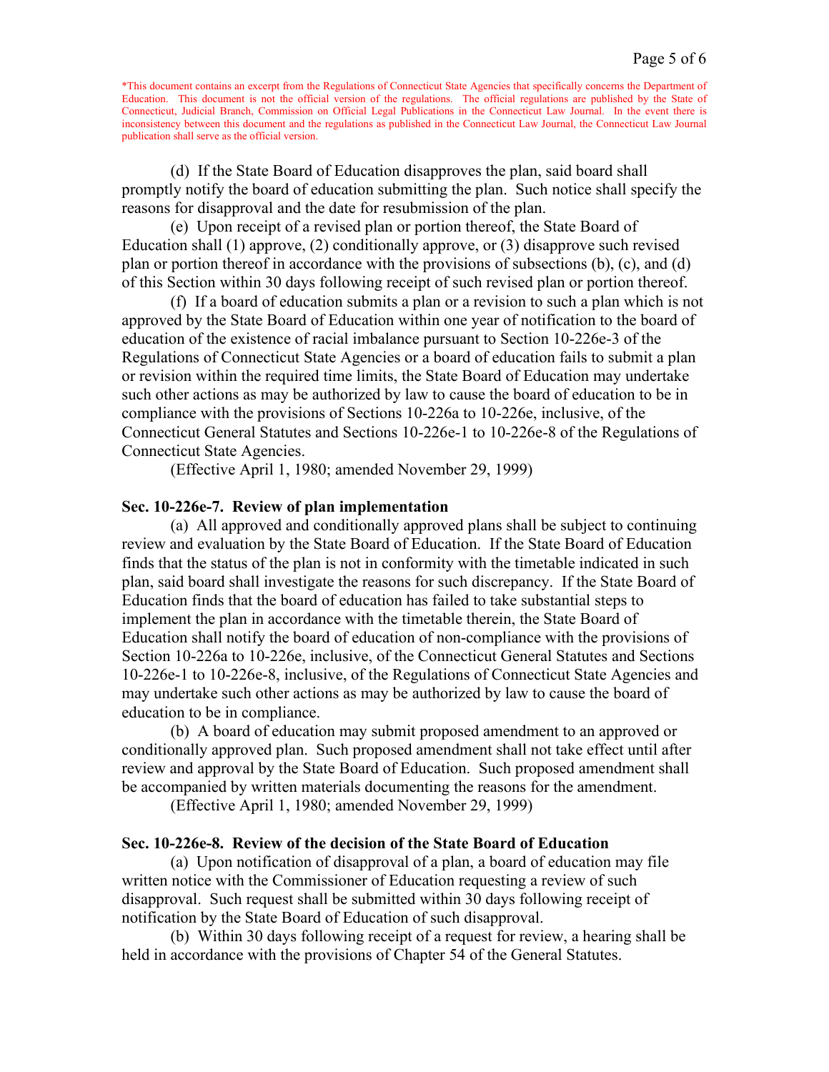*This document contains an excerpt from the Regulations of Connecticut State Agencies that specifically concerns the Department of Education. This document is not the official version of the regulations. The official regulations are published by the State of Connecticut, Judicial Branch, Commission on Official Legal Publications in the Connecticut Law Journal. In the event there is inconsistency between this document and the regulations as published in the Connecticut Law Journal, the Connecticut Law Journal publication shall serve as the official version.

(d) If the State Board of Education disapproves the plan, said board shall promptly notify the board of education submitting the plan. Such notice shall specify the reasons for disapproval and the date for resubmission of the plan.

(e) Upon receipt of a revised plan or portion thereof, the State Board of Education shall (1) approve, (2) conditionally approve, or (3) disapprove such revised plan or portion thereof in accordance with the provisions of subsections (b), (c), and (d) of this Section within 30 days following receipt of such revised plan or portion thereof.

(f) If a board of education submits a plan or a revision to such a plan which is not approved by the State Board of Education within one year of notification to the board of education of the existence of racial imbalance pursuant to Section 10-226e-3 of the Regulations of Connecticut State Agencies or a board of education fails to submit a plan or revision within the required time limits, the State Board of Education may undertake such other actions as may be authorized by law to cause the board of education to be in compliance with the provisions of Sections 10-226a to 10-226e, inclusive, of the Connecticut General Statutes and Sections 10-226e-1 to 10-226e-8 of the Regulations of Connecticut State Agencies.

(Effective April 1, 1980; amended November 29, 1999)

**Sec. 10-226e-7. Review of plan implementation**

(a) All approved and conditionally approved plans shall be subject to continuing review and evaluation by the State Board of Education. If the State Board of Education finds that the status of the plan is not in conformity with the timetable indicated in such plan, said board shall investigate the reasons for such discrepancy. If the State Board of Education finds that the board of education has failed to take substantial steps to implement the plan in accordance with the timetable therein, the State Board of Education shall notify the board of education of non-compliance with the provisions of Section 10-226a to 10-226e, inclusive, of the Connecticut General Statutes and Sections 10-226e-1 to 10-226e-8, inclusive, of the Regulations of Connecticut State Agencies and may undertake such other actions as may be authorized by law to cause the board of education to be in compliance.

(b) A board of education may submit proposed amendment to an approved or conditionally approved plan. Such proposed amendment shall not take effect until after review and approval by the State Board of Education. Such proposed amendment shall be accompanied by written materials documenting the reasons for the amendment.

(Effective April 1, 1980; amended November 29, 1999)

**Sec. 10-226e-8. Review of the decision of the State Board of Education**

(a) Upon notification of disapproval of a plan, a board of education may file written notice with the Commissioner of Education requesting a review of such disapproval. Such request shall be submitted within 30 days following receipt of notification by the State Board of Education of such disapproval.

(b) Within 30 days following receipt of a request for review, a hearing shall be held in accordance with the provisions of Chapter 54 of the General Statutes.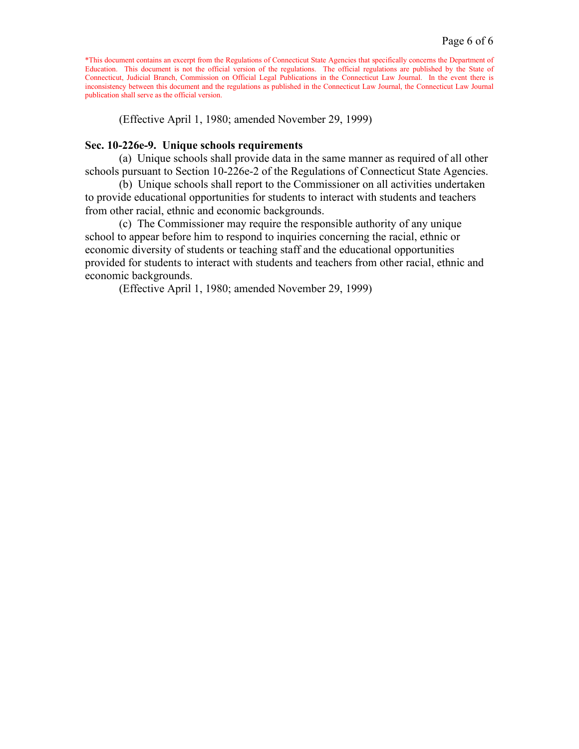*This document contains an excerpt from the Regulations of Connecticut State Agencies that specifically concerns the Department of Education. This document is not the official version of the regulations. The official regulations are published by the State of Connecticut, Judicial Branch, Commission on Official Legal Publications in the Connecticut Law Journal. In the event there is inconsistency between this document and the regulations as published in the Connecticut Law Journal, the Connecticut Law Journal publication shall serve as the official version.

(Effective April 1, 1980; amended November 29, 1999)

**Sec. 10-226e-9. Unique schools requirements**

(a) Unique schools shall provide data in the same manner as required of all other schools pursuant to Section 10-226e-2 of the Regulations of Connecticut State Agencies.

(b) Unique schools shall report to the Commissioner on all activities undertaken to provide educational opportunities for students to interact with students and teachers from other racial, ethnic and economic backgrounds.

(c) The Commissioner may require the responsible authority of any unique school to appear before him to respond to inquiries concerning the racial, ethnic or economic diversity of students or teaching staff and the educational opportunities provided for students to interact with students and teachers from other racial, ethnic and economic backgrounds.

(Effective April 1, 1980; amended November 29, 1999)